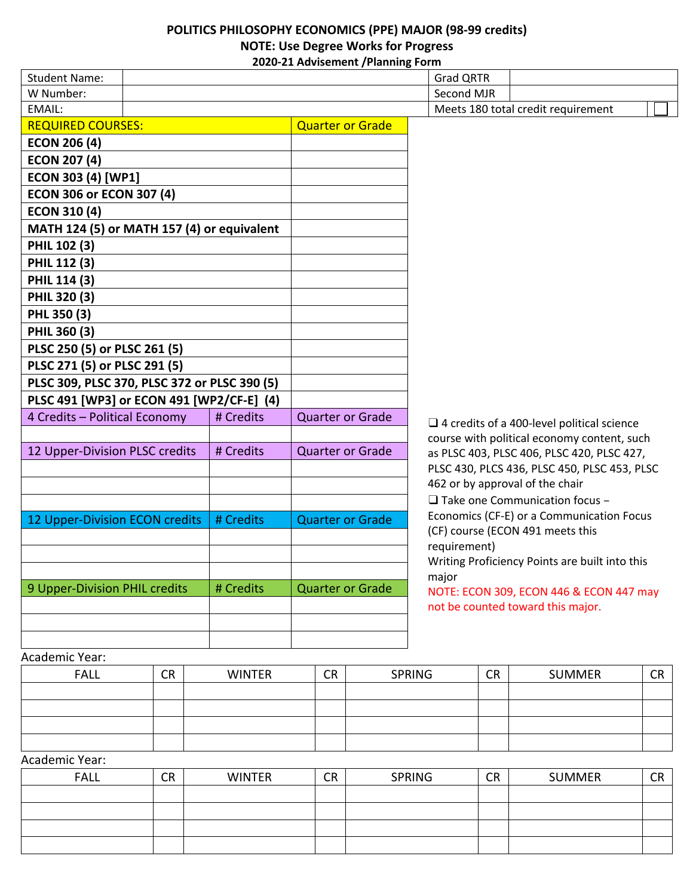# POLITICS PHILOSOPHY ECONOMICS (PPE) MAJOR (98-99 credits)

**NOTE: Use Degree Works for Progress**

**2020-21 Advisement /Planning Form**

| Student Name: | | Grad QRTR | |
|---|---|---|---|
| W Number: | | Second MJR | |
| EMAIL: | | Meets 180 total credit requirement | ☐ |

| REQUIRED COURSES: | | Quarter or Grade |
|---|---|---|
| **ECON 206 (4)** | | |
| **ECON 207 (4)** | | |
| **ECON 303 (4) [WP1]** | | |
| **ECON 306 or ECON 307 (4)** | | |
| **ECON 310 (4)** | | |
| **MATH 124 (5) or MATH 157 (4) or equivalent** | | |
| **PHIL 102 (3)** | | |
| **PHIL 112 (3)** | | |
| **PHIL 114 (3)** | | |
| **PHIL 320 (3)** | | |
| **PHL 350 (3)** | | |
| **PHIL 360 (3)** | | |
| **PLSC 250 (5) or PLSC 261 (5)** | | |
| **PLSC 271 (5) or PLSC 291 (5)** | | |
| **PLSC 309, PLSC 370, PLSC 372 or PLSC 390 (5)** | | |
| **PLSC 491 [WP3] or ECON 491 [WP2/CF-E] (4)** | | |
| 4 Credits – Political Economy | # Credits | Quarter or Grade |
| | | |
| 12 Upper-Division PLSC credits | # Credits | Quarter or Grade |
| | | |
| | | |
| | | |
| 12 Upper-Division ECON credits | # Credits | Quarter or Grade |
| | | |
| | | |
| | | |
| 9 Upper-Division PHIL credits | # Credits | Quarter or Grade |
| | | |
| | | |
| | | |

- ❑ 4 credits of a 400-level political science course with political economy content, such as PLSC 403, PLSC 406, PLSC 420, PLSC 427, PLSC 430, PLCS 436, PLSC 450, PLSC 453, PLSC 462 or by approval of the chair
- ❑ Take one Communication focus – Economics (CF-E) or a Communication Focus (CF) course (ECON 491 meets this requirement)

Writing Proficiency Points are built into this major

NOTE: ECON 309, ECON 446 & ECON 447 may not be counted toward this major.

Academic Year:

| FALL | CR | WINTER | CR | SPRING | CR | SUMMER | CR |
|---|---|---|---|---|---|---|---|
| | | | | | | | |
| | | | | | | | |
| | | | | | | | |
| | | | | | | | |

Academic Year:

| FALL | CR | WINTER | CR | SPRING | CR | SUMMER | CR |
|---|---|---|---|---|---|---|---|
| | | | | | | | |
| | | | | | | | |
| | | | | | | | |
| | | | | | | | |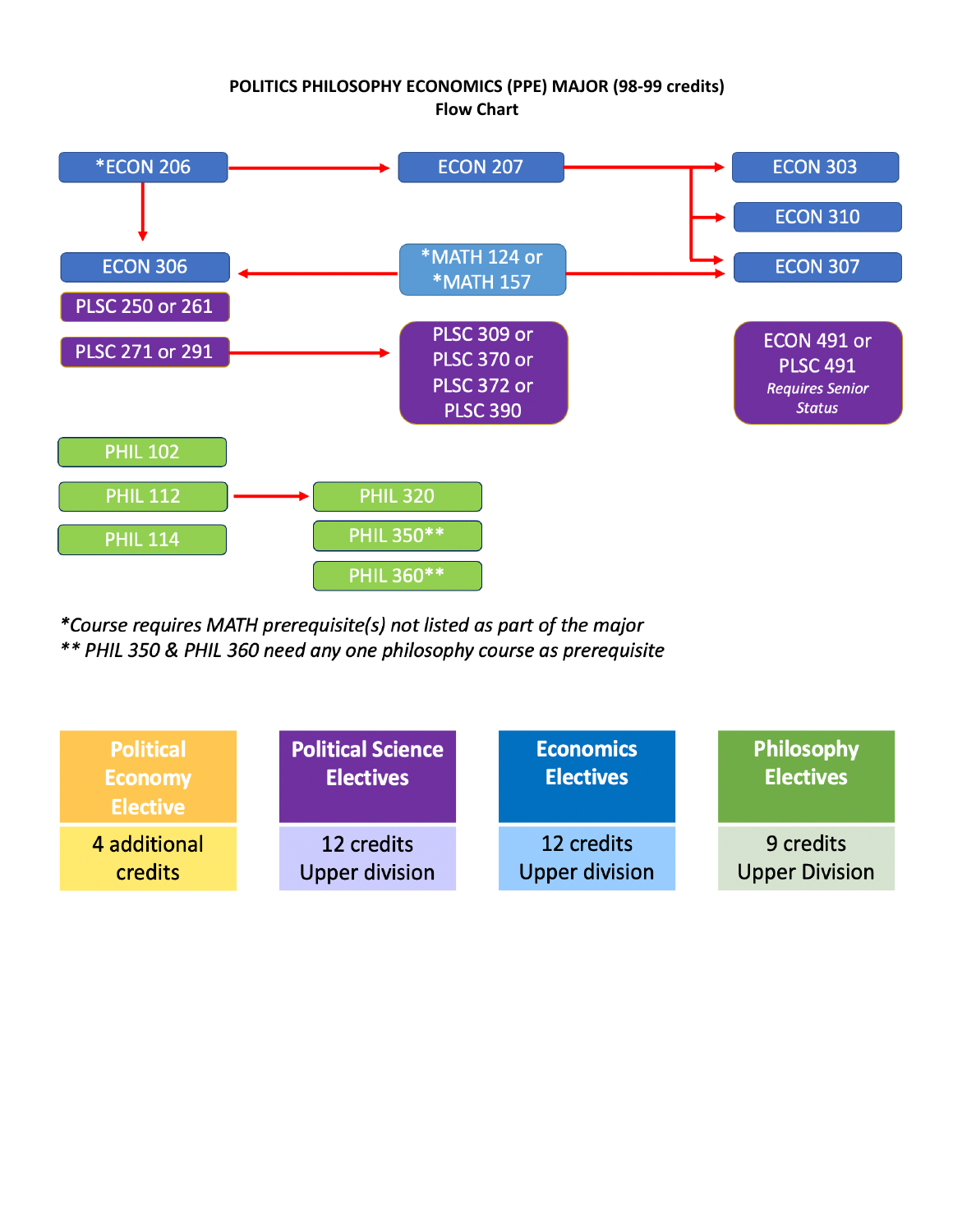# POLITICS PHILOSOPHY ECONOMICS (PPE) MAJOR (98-99 credits)

## Flow Chart

*ECON 206

ECON 207

ECON 303

ECON 310

ECON 306

*MATH 124 or *MATH 157

ECON 307

PLSC 250 or 261

PLSC 271 or 291

PLSC 309 or PLSC 370 or PLSC 372 or PLSC 390

ECON 491 or PLSC 491 *Requires Senior Status*

PHIL 102

PHIL 112

PHIL 320

PHIL 114

PHIL 350**

PHIL 360**

*\*Course requires MATH prerequisite(s) not listed as part of the major*

*\*\* PHIL 350 & PHIL 360 need any one philosophy course as prerequisite*

| Political Economy Elective | Political Science Electives | Economics Electives | Philosophy Electives |
|---|---|---|---|
| 4 additional credits | 12 credits Upper division | 12 credits Upper division | 9 credits Upper Division |